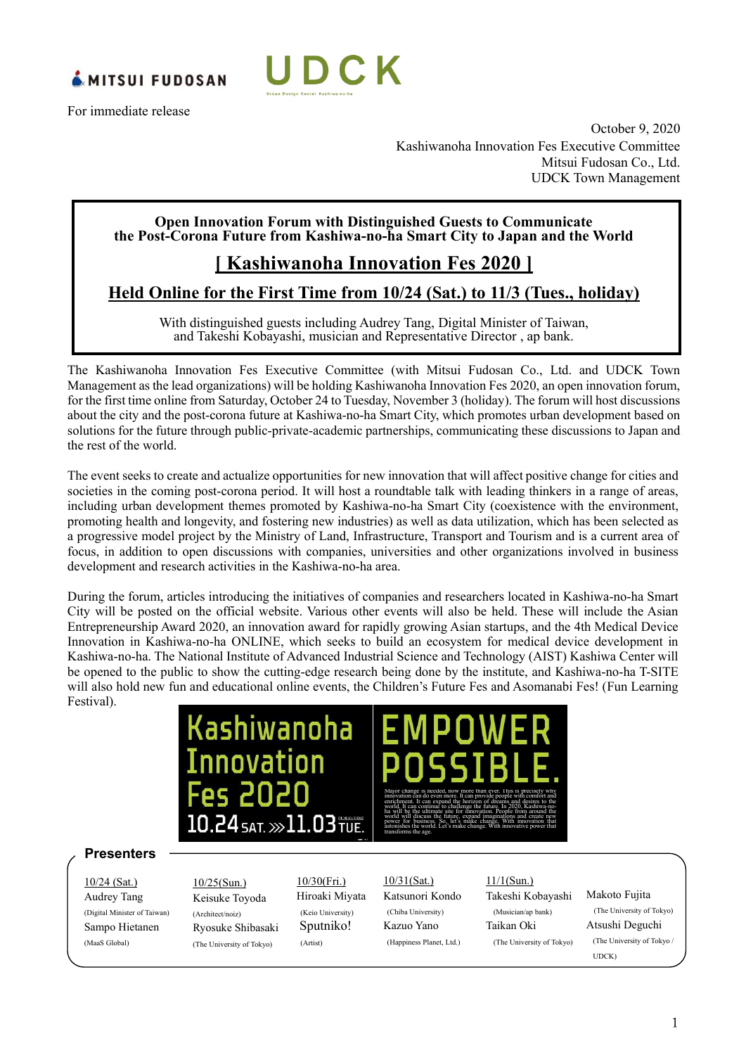MITSUI FUDOSAN

UDCK

For immediate release

October 9, 2020
Kashiwanoha Innovation Fes Executive Committee
Mitsui Fudosan Co., Ltd.
UDCK Town Management

**Open Innovation Forum with Distinguished Guests to Communicate the Post-Corona Future from Kashiwa-no-ha Smart City to Japan and the World**

# [ Kashiwanoha Innovation Fes 2020 ]

## Held Online for the First Time from 10/24 (Sat.) to 11/3 (Tues., holiday)

With distinguished guests including Audrey Tang, Digital Minister of Taiwan, and Takeshi Kobayashi, musician and Representative Director , ap bank.

The Kashiwanoha Innovation Fes Executive Committee (with Mitsui Fudosan Co., Ltd. and UDCK Town Management as the lead organizations) will be holding Kashiwanoha Innovation Fes 2020, an open innovation forum, for the first time online from Saturday, October 24 to Tuesday, November 3 (holiday). The forum will host discussions about the city and the post-corona future at Kashiwa-no-ha Smart City, which promotes urban development based on solutions for the future through public-private-academic partnerships, communicating these discussions to Japan and the rest of the world.

The event seeks to create and actualize opportunities for new innovation that will affect positive change for cities and societies in the coming post-corona period. It will host a roundtable talk with leading thinkers in a range of areas, including urban development themes promoted by Kashiwa-no-ha Smart City (coexistence with the environment, promoting health and longevity, and fostering new industries) as well as data utilization, which has been selected as a progressive model project by the Ministry of Land, Infrastructure, Transport and Tourism and is a current area of focus, in addition to open discussions with companies, universities and other organizations involved in business development and research activities in the Kashiwa-no-ha area.

During the forum, articles introducing the initiatives of companies and researchers located in Kashiwa-no-ha Smart City will be posted on the official website. Various other events will also be held. These will include the Asian Entrepreneurship Award 2020, an innovation award for rapidly growing Asian startups, and the 4th Medical Device Innovation in Kashiwa-no-ha ONLINE, which seeks to build an ecosystem for medical device development in Kashiwa-no-ha. The National Institute of Advanced Industrial Science and Technology (AIST) Kashiwa Center will be opened to the public to show the cutting-edge research being done by the institute, and Kashiwa-no-ha T-SITE will also hold new fun and educational online events, the Children's Future Fes and Asomanabi Fes! (Fun Learning Festival).

Kashiwanoha Innovation Fes 2020
10.24 SAT. ≫ 11.03 TUE.

EMPOWER POSSIBLE.

Major change is needed, now more than ever. This is precisely why innovation can do even more. It can provide people with comfort and enrichment. It can expand the horizon of dreams and desires to the world. It can continue to challenge the future. In 2020, Kashiwa-no-ha will be the ultimate site for innovation. People from around the world will discuss the future, expand imaginations and create new power for business. So, let's make change. With innovative power that astonishes the world. Let's make change. With innovative power that transforms the age.

### Presenters

| 10/24 (Sat.) | 10/25(Sun.) | 10/30(Fri.) | 10/31(Sat.) | 11/1(Sun.) | |
|---|---|---|---|---|---|
| Audrey Tang (Digital Minister of Taiwan) | Keisuke Toyoda (Architect/noiz) | Hiroaki Miyata (Keio University) | Katsunori Kondo (Chiba University) | Takeshi Kobayashi (Musician/ap bank) | Makoto Fujita (The University of Tokyo) |
| Sampo Hietanen (MaaS Global) | Ryosuke Shibasaki (The University of Tokyo) | Sputniko! (Artist) | Kazuo Yano (Happiness Planet, Ltd.) | Taikan Oki (The University of Tokyo) | Atsushi Deguchi (The University of Tokyo / UDCK) |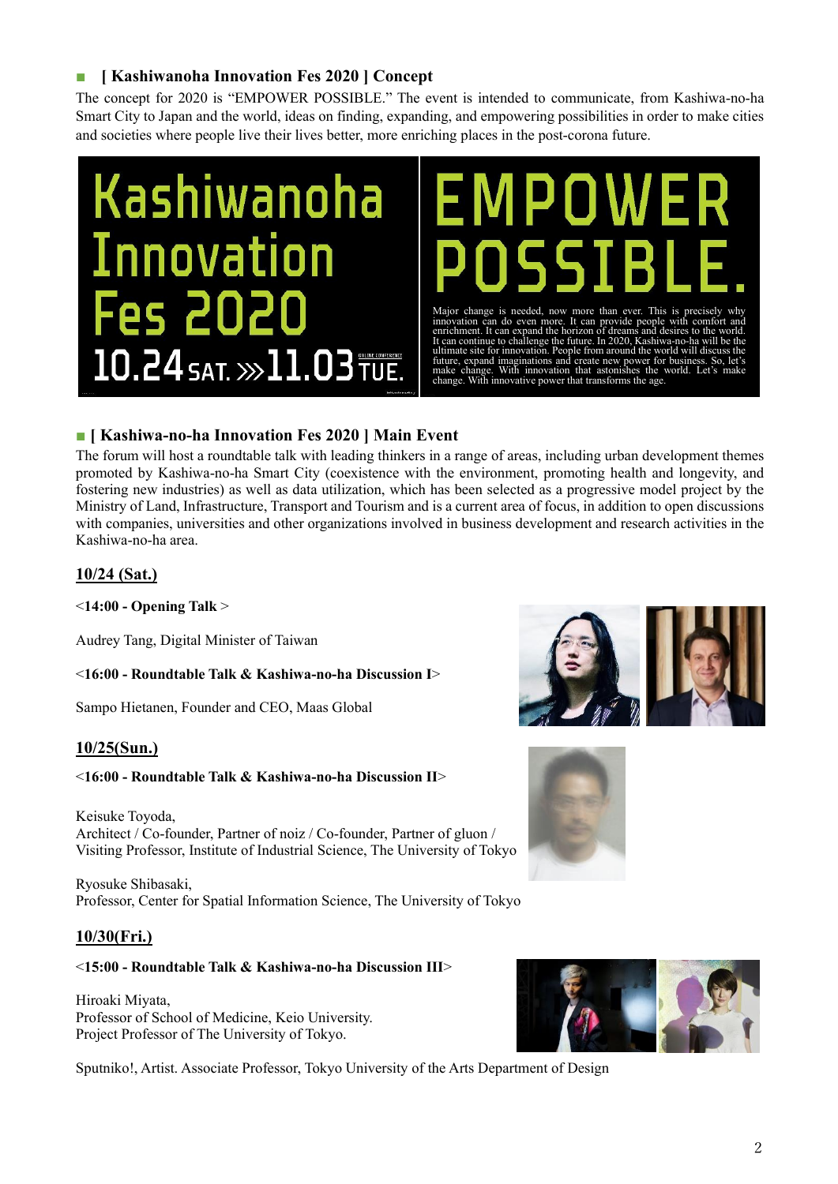## ■ [ Kashiwanoha Innovation Fes 2020 ] Concept

The concept for 2020 is "EMPOWER POSSIBLE." The event is intended to communicate, from Kashiwa-no-ha Smart City to Japan and the world, ideas on finding, expanding, and empowering possibilities in order to make cities and societies where people live their lives better, more enriching places in the post-corona future.

Kashiwanoha Innovation Fes 2020
10.24 SAT. ≫ 11.03 TUE.
ONLINE CONFERENCE

EMPOWER POSSIBLE.

Major change is needed, now more than ever. This is precisely why innovation can do even more. It can provide people with comfort and enrichment. It can expand the horizon of dreams and desires to the world. It can continue to challenge the future. In 2020, Kashiwa-no-ha will be the ultimate site for innovation. People from around the world will discuss the future, expand imaginations and create new power for business. So, let's make change. With innovation that astonishes the world. Let's make change. With innovative power that transforms the age.

## ■ [ Kashiwa-no-ha Innovation Fes 2020 ] Main Event

The forum will host a roundtable talk with leading thinkers in a range of areas, including urban development themes promoted by Kashiwa-no-ha Smart City (coexistence with the environment, promoting health and longevity, and fostering new industries) as well as data utilization, which has been selected as a progressive model project by the Ministry of Land, Infrastructure, Transport and Tourism and is a current area of focus, in addition to open discussions with companies, universities and other organizations involved in business development and research activities in the Kashiwa-no-ha area.

### 10/24 (Sat.)

**<14:00 - Opening Talk >**

Audrey Tang, Digital Minister of Taiwan

**<16:00 - Roundtable Talk & Kashiwa-no-ha Discussion I>**

Sampo Hietanen, Founder and CEO, Maas Global

### 10/25(Sun.)

**<16:00 - Roundtable Talk & Kashiwa-no-ha Discussion II>**

Keisuke Toyoda,
Architect / Co-founder, Partner of noiz / Co-founder, Partner of gluon /
Visiting Professor, Institute of Industrial Science, The University of Tokyo

Ryosuke Shibasaki,
Professor, Center for Spatial Information Science, The University of Tokyo

### 10/30(Fri.)

**<15:00 - Roundtable Talk & Kashiwa-no-ha Discussion III>**

Hiroaki Miyata,
Professor of School of Medicine, Keio University.
Project Professor of The University of Tokyo.

Sputniko!, Artist. Associate Professor, Tokyo University of the Arts Department of Design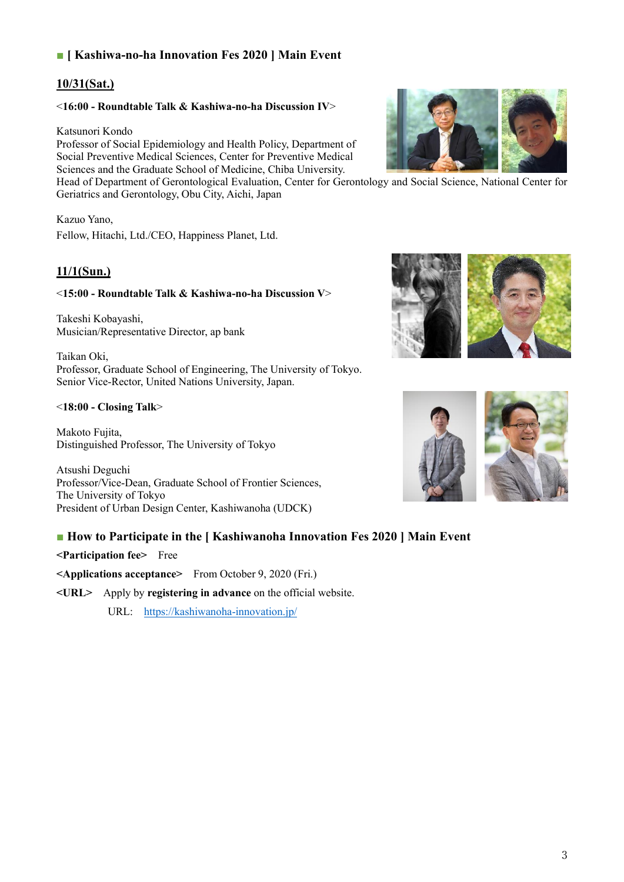## ■ [ Kashiwa-no-ha Innovation Fes 2020 ] Main Event

**10/31(Sat.)**

**<16:00 - Roundtable Talk & Kashiwa-no-ha Discussion IV>**

Katsunori Kondo
Professor of Social Epidemiology and Health Policy, Department of Social Preventive Medical Sciences, Center for Preventive Medical Sciences and the Graduate School of Medicine, Chiba University.
Head of Department of Gerontological Evaluation, Center for Gerontology and Social Science, National Center for Geriatrics and Gerontology, Obu City, Aichi, Japan

Kazuo Yano,
Fellow, Hitachi, Ltd./CEO, Happiness Planet, Ltd.

**11/1(Sun.)**

**<15:00 - Roundtable Talk & Kashiwa-no-ha Discussion V>**

Takeshi Kobayashi,
Musician/Representative Director, ap bank

Taikan Oki,
Professor, Graduate School of Engineering, The University of Tokyo.
Senior Vice-Rector, United Nations University, Japan.

**<18:00 - Closing Talk>**

Makoto Fujita,
Distinguished Professor, The University of Tokyo

Atsushi Deguchi
Professor/Vice-Dean, Graduate School of Frontier Sciences, The University of Tokyo
President of Urban Design Center, Kashiwanoha (UDCK)

## ■ How to Participate in the [ Kashiwanoha Innovation Fes 2020 ] Main Event

**<Participation fee>** Free

**<Applications acceptance>** From October 9, 2020 (Fri.)

**<URL>** Apply by **registering in advance** on the official website.

URL: https://kashiwanoha-innovation.jp/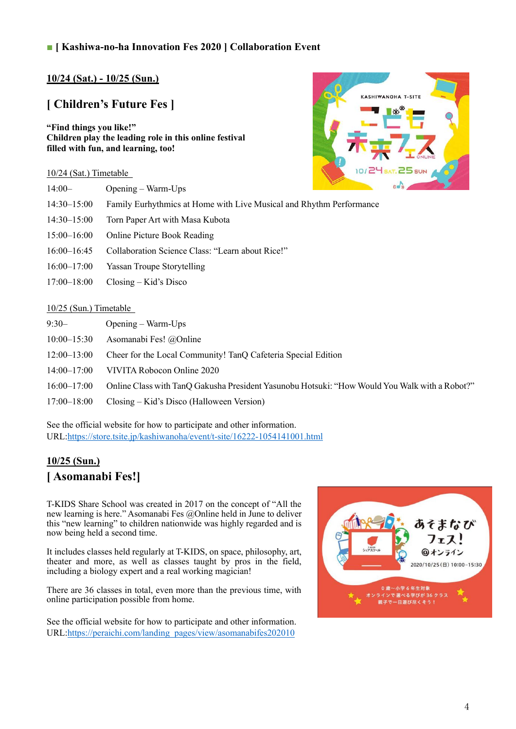■ **[ Kashiwa-no-ha Innovation Fes 2020 ] Collaboration Event**

**10/24 (Sat.) - 10/25 (Sun.)**

## [ Children's Future Fes ]

**"Find things you like!"**
**Children play the leading role in this online festival filled with fun, and learning, too!**

10/24 (Sat.) Timetable

| | |
|---|---|
| 14:00– | Opening – Warm-Ups |
| 14:30–15:00 | Family Eurhythmics at Home with Live Musical and Rhythm Performance |
| 14:30–15:00 | Torn Paper Art with Masa Kubota |
| 15:00–16:00 | Online Picture Book Reading |
| 16:00–16:45 | Collaboration Science Class: "Learn about Rice!" |
| 16:00–17:00 | Yassan Troupe Storytelling |
| 17:00–18:00 | Closing – Kid's Disco |

10/25 (Sun.) Timetable

| | |
|---|---|
| 9:30– | Opening – Warm-Ups |
| 10:00–15:30 | Asomanabi Fes! @Online |
| 12:00–13:00 | Cheer for the Local Community! TanQ Cafeteria Special Edition |
| 14:00–17:00 | VIVITA Robocon Online 2020 |
| 16:00–17:00 | Online Class with TanQ Gakusha President Yasunobu Hotsuki: "How Would You Walk with a Robot?" |
| 17:00–18:00 | Closing – Kid's Disco (Halloween Version) |

See the official website for how to participate and other information.
URL:https://store.tsite.jp/kashiwanoha/event/t-site/16222-1054141001.html

**10/25 (Sun.)**

## [ Asomanabi Fes!]

T-KIDS Share School was created in 2017 on the concept of "All the new learning is here." Asomanabi Fes @Online held in June to deliver this "new learning" to children nationwide was highly regarded and is now being held a second time.

It includes classes held regularly at T-KIDS, on space, philosophy, art, theater and more, as well as classes taught by pros in the field, including a biology expert and a real working magician!

There are 36 classes in total, even more than the previous time, with online participation possible from home.

See the official website for how to participate and other information.
URL:https://peraichi.com/landing_pages/view/asomanabifes202010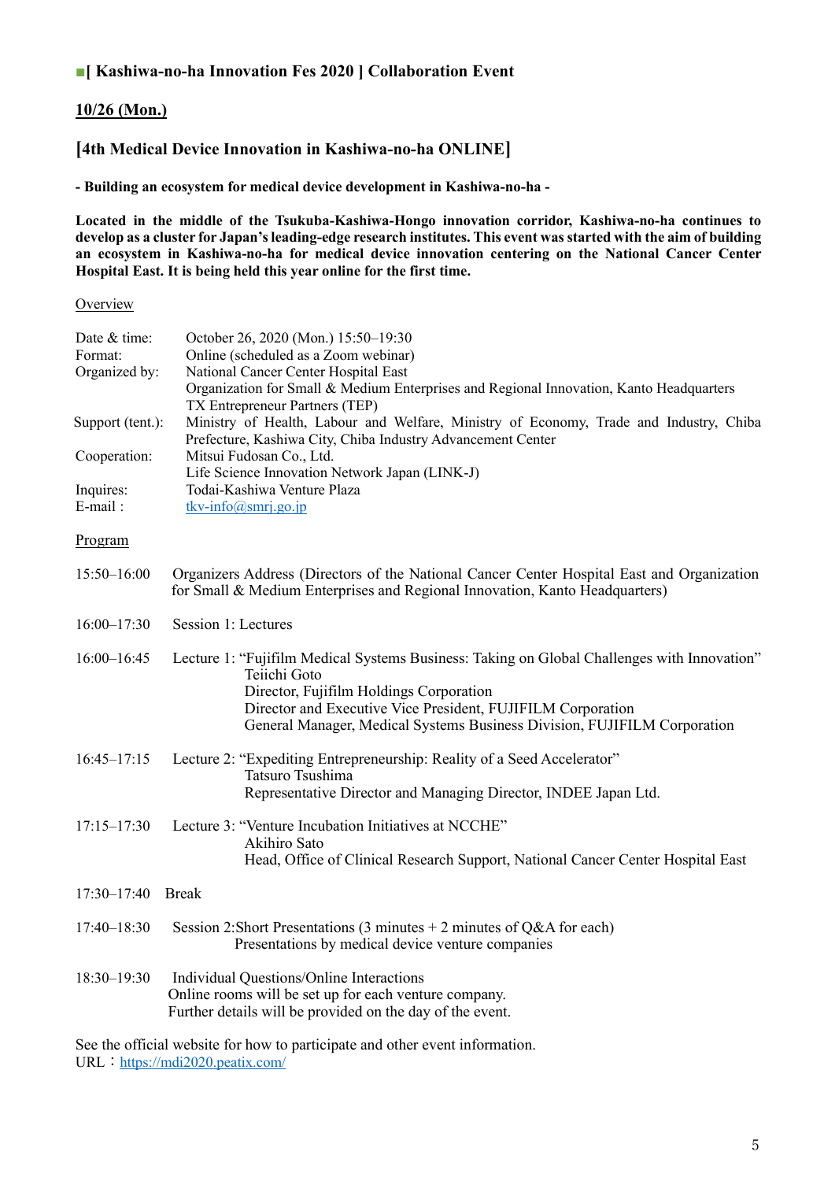## ■[ Kashiwa-no-ha Innovation Fes 2020 ] Collaboration Event

### 10/26 (Mon.)

### [4th Medical Device Innovation in Kashiwa-no-ha ONLINE]

**- Building an ecosystem for medical device development in Kashiwa-no-ha -**

**Located in the middle of the Tsukuba-Kashiwa-Hongo innovation corridor, Kashiwa-no-ha continues to develop as a cluster for Japan's leading-edge research institutes. This event was started with the aim of building an ecosystem in Kashiwa-no-ha for medical device innovation centering on the National Cancer Center Hospital East. It is being held this year online for the first time.**

Overview

| | |
|---|---|
| Date & time: | October 26, 2020 (Mon.) 15:50–19:30 |
| Format: | Online (scheduled as a Zoom webinar) |
| Organized by: | National Cancer Center Hospital East<br>Organization for Small & Medium Enterprises and Regional Innovation, Kanto Headquarters<br>TX Entrepreneur Partners (TEP) |
| Support (tent.): | Ministry of Health, Labour and Welfare, Ministry of Economy, Trade and Industry, Chiba Prefecture, Kashiwa City, Chiba Industry Advancement Center |
| Cooperation: | Mitsui Fudosan Co., Ltd.<br>Life Science Innovation Network Japan (LINK-J) |
| Inquires: | Todai-Kashiwa Venture Plaza |
| E-mail : | tkv-info@smrj.go.jp |

Program

| | |
|---|---|
| 15:50–16:00 | Organizers Address (Directors of the National Cancer Center Hospital East and Organization for Small & Medium Enterprises and Regional Innovation, Kanto Headquarters) |
| 16:00–17:30 | Session 1: Lectures |
| 16:00–16:45 | Lecture 1: "Fujifilm Medical Systems Business: Taking on Global Challenges with Innovation"<br>Teiichi Goto<br>Director, Fujifilm Holdings Corporation<br>Director and Executive Vice President, FUJIFILM Corporation<br>General Manager, Medical Systems Business Division, FUJIFILM Corporation |
| 16:45–17:15 | Lecture 2: "Expediting Entrepreneurship: Reality of a Seed Accelerator"<br>Tatsuro Tsushima<br>Representative Director and Managing Director, INDEE Japan Ltd. |
| 17:15–17:30 | Lecture 3: "Venture Incubation Initiatives at NCCHE"<br>Akihiro Sato<br>Head, Office of Clinical Research Support, National Cancer Center Hospital East |
| 17:30–17:40 | Break |
| 17:40–18:30 | Session 2:Short Presentations (3 minutes + 2 minutes of Q&A for each)<br>Presentations by medical device venture companies |
| 18:30–19:30 | Individual Questions/Online Interactions<br>Online rooms will be set up for each venture company.<br>Further details will be provided on the day of the event. |

See the official website for how to participate and other event information.
URL：https://mdi2020.peatix.com/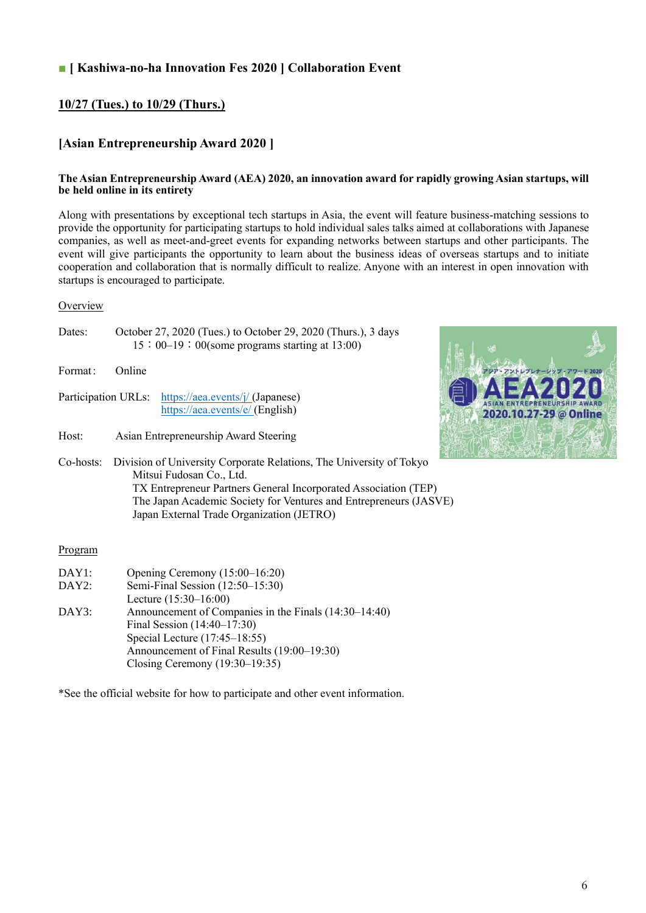## ■ [ Kashiwa-no-ha Innovation Fes 2020 ] Collaboration Event

**10/27 (Tues.) to 10/29 (Thurs.)**

### [Asian Entrepreneurship Award 2020 ]

**The Asian Entrepreneurship Award (AEA) 2020, an innovation award for rapidly growing Asian startups, will be held online in its entirety**

Along with presentations by exceptional tech startups in Asia, the event will feature business-matching sessions to provide the opportunity for participating startups to hold individual sales talks aimed at collaborations with Japanese companies, as well as meet-and-greet events for expanding networks between startups and other participants. The event will give participants the opportunity to learn about the business ideas of overseas startups and to initiate cooperation and collaboration that is normally difficult to realize. Anyone with an interest in open innovation with startups is encouraged to participate.

Overview

Dates: October 27, 2020 (Tues.) to October 29, 2020 (Thurs.), 3 days
15：00–19：00(some programs starting at 13:00)

Format: Online

Participation URLs: https://aea.events/j/ (Japanese)
https://aea.events/e/ (English)

Host: Asian Entrepreneurship Award Steering

Co-hosts: Division of University Corporate Relations, The University of Tokyo
Mitsui Fudosan Co., Ltd.
TX Entrepreneur Partners General Incorporated Association (TEP)
The Japan Academic Society for Ventures and Entrepreneurs (JASVE)
Japan External Trade Organization (JETRO)

Program

DAY1: Opening Ceremony (15:00–16:20)
DAY2: Semi-Final Session (12:50–15:30)
Lecture (15:30–16:00)
DAY3: Announcement of Companies in the Finals (14:30–14:40)
Final Session (14:40–17:30)
Special Lecture (17:45–18:55)
Announcement of Final Results (19:00–19:30)
Closing Ceremony (19:30–19:35)

*See the official website for how to participate and other event information.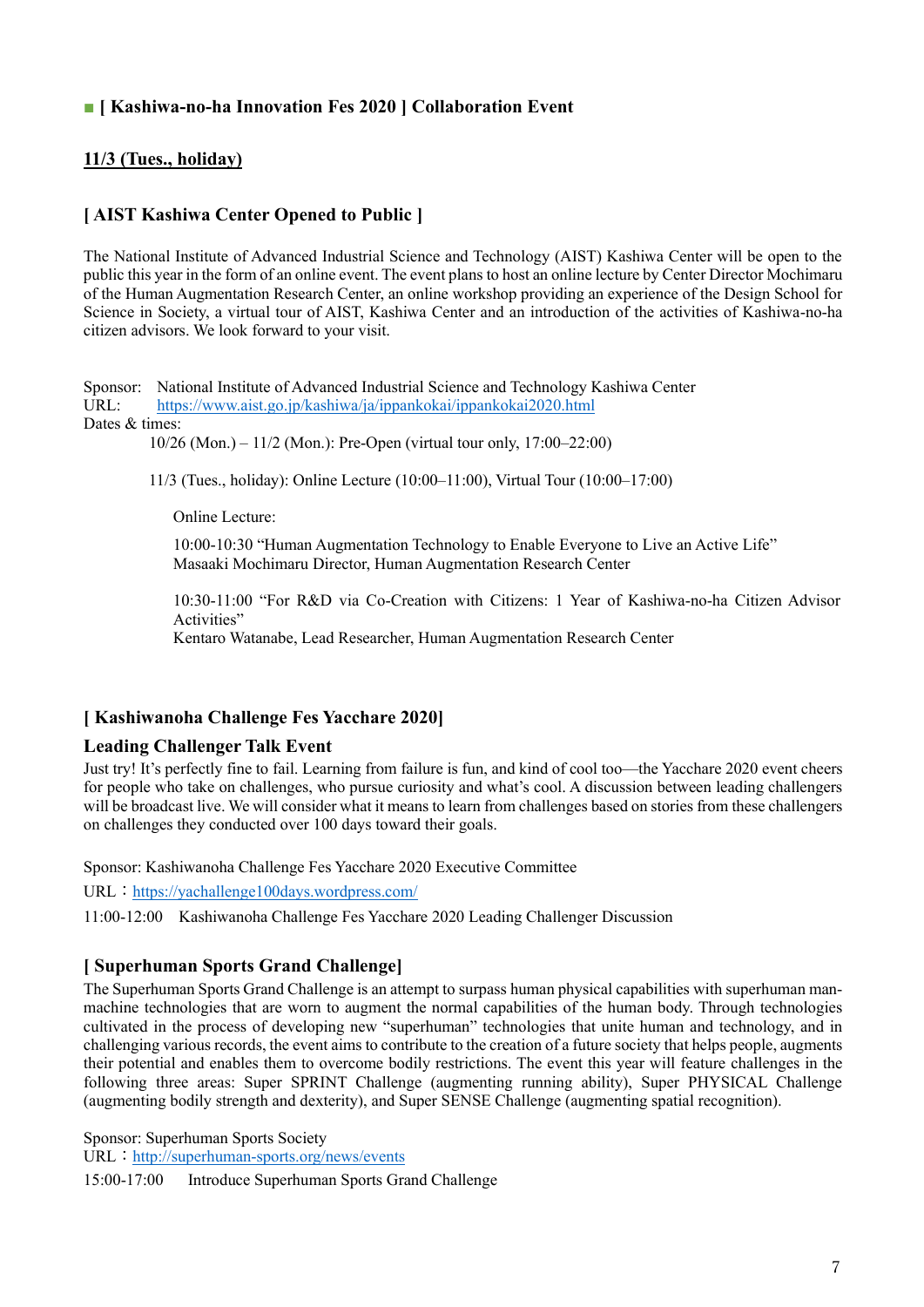## ■ [ Kashiwa-no-ha Innovation Fes 2020 ] Collaboration Event

**<u>11/3 (Tues., holiday)</u>**

### [ AIST Kashiwa Center Opened to Public ]

The National Institute of Advanced Industrial Science and Technology (AIST) Kashiwa Center will be open to the public this year in the form of an online event. The event plans to host an online lecture by Center Director Mochimaru of the Human Augmentation Research Center, an online workshop providing an experience of the Design School for Science in Society, a virtual tour of AIST, Kashiwa Center and an introduction of the activities of Kashiwa-no-ha citizen advisors. We look forward to your visit.

Sponsor: National Institute of Advanced Industrial Science and Technology Kashiwa Center
URL: https://www.aist.go.jp/kashiwa/ja/ippankokai/ippankokai2020.html
Dates & times:

10/26 (Mon.) – 11/2 (Mon.): Pre-Open (virtual tour only, 17:00–22:00)

11/3 (Tues., holiday): Online Lecture (10:00–11:00), Virtual Tour (10:00–17:00)

Online Lecture:

10:00-10:30 "Human Augmentation Technology to Enable Everyone to Live an Active Life"
Masaaki Mochimaru Director, Human Augmentation Research Center

10:30-11:00 "For R&D via Co-Creation with Citizens: 1 Year of Kashiwa-no-ha Citizen Advisor Activities"
Kentaro Watanabe, Lead Researcher, Human Augmentation Research Center

### [ Kashiwanoha Challenge Fes Yacchare 2020]

### Leading Challenger Talk Event

Just try! It's perfectly fine to fail. Learning from failure is fun, and kind of cool too—the Yacchare 2020 event cheers for people who take on challenges, who pursue curiosity and what's cool. A discussion between leading challengers will be broadcast live. We will consider what it means to learn from challenges based on stories from these challengers on challenges they conducted over 100 days toward their goals.

Sponsor: Kashiwanoha Challenge Fes Yacchare 2020 Executive Committee

URL：https://yachallenge100days.wordpress.com/

11:00-12:00 Kashiwanoha Challenge Fes Yacchare 2020 Leading Challenger Discussion

### [ Superhuman Sports Grand Challenge]

The Superhuman Sports Grand Challenge is an attempt to surpass human physical capabilities with superhuman man-machine technologies that are worn to augment the normal capabilities of the human body. Through technologies cultivated in the process of developing new "superhuman" technologies that unite human and technology, and in challenging various records, the event aims to contribute to the creation of a future society that helps people, augments their potential and enables them to overcome bodily restrictions. The event this year will feature challenges in the following three areas: Super SPRINT Challenge (augmenting running ability), Super PHYSICAL Challenge (augmenting bodily strength and dexterity), and Super SENSE Challenge (augmenting spatial recognition).

Sponsor: Superhuman Sports Society
URL：http://superhuman-sports.org/news/events

15:00-17:00 Introduce Superhuman Sports Grand Challenge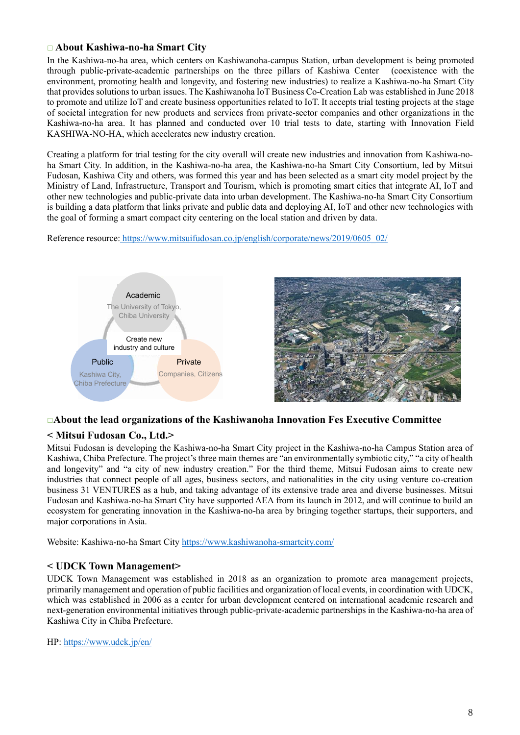## □ About Kashiwa-no-ha Smart City

In the Kashiwa-no-ha area, which centers on Kashiwanoha-campus Station, urban development is being promoted through public-private-academic partnerships on the three pillars of Kashiwa Center (coexistence with the environment, promoting health and longevity, and fostering new industries) to realize a Kashiwa-no-ha Smart City that provides solutions to urban issues. The Kashiwanoha IoT Business Co-Creation Lab was established in June 2018 to promote and utilize IoT and create business opportunities related to IoT. It accepts trial testing projects at the stage of societal integration for new products and services from private-sector companies and other organizations in the Kashiwa-no-ha area. It has planned and conducted over 10 trial tests to date, starting with Innovation Field KASHIWA-NO-HA, which accelerates new industry creation.

Creating a platform for trial testing for the city overall will create new industries and innovation from Kashiwa-no-ha Smart City. In addition, in the Kashiwa-no-ha area, the Kashiwa-no-ha Smart City Consortium, led by Mitsui Fudosan, Kashiwa City and others, was formed this year and has been selected as a smart city model project by the Ministry of Land, Infrastructure, Transport and Tourism, which is promoting smart cities that integrate AI, IoT and other new technologies and public-private data into urban development. The Kashiwa-no-ha Smart City Consortium is building a data platform that links private and public data and deploying AI, IoT and other new technologies with the goal of forming a smart compact city centering on the local station and driven by data.

Reference resource: https://www.mitsuifudosan.co.jp/english/corporate/news/2019/0605_02/

Academic
The University of Tokyo, Chiba University

Create new industry and culture

Public
Kashiwa City, Chiba Prefecture

Private
Companies, Citizens

## □About the lead organizations of the Kashiwanoha Innovation Fes Executive Committee

### < Mitsui Fudosan Co., Ltd.>

Mitsui Fudosan is developing the Kashiwa-no-ha Smart City project in the Kashiwa-no-ha Campus Station area of Kashiwa, Chiba Prefecture. The project's three main themes are "an environmentally symbiotic city," "a city of health and longevity" and "a city of new industry creation." For the third theme, Mitsui Fudosan aims to create new industries that connect people of all ages, business sectors, and nationalities in the city using venture co-creation business 31 VENTURES as a hub, and taking advantage of its extensive trade area and diverse businesses. Mitsui Fudosan and Kashiwa-no-ha Smart City have supported AEA from its launch in 2012, and will continue to build an ecosystem for generating innovation in the Kashiwa-no-ha area by bringing together startups, their supporters, and major corporations in Asia.

Website: Kashiwa-no-ha Smart City https://www.kashiwanoha-smartcity.com/

### < UDCK Town Management>

UDCK Town Management was established in 2018 as an organization to promote area management projects, primarily management and operation of public facilities and organization of local events, in coordination with UDCK, which was established in 2006 as a center for urban development centered on international academic research and next-generation environmental initiatives through public-private-academic partnerships in the Kashiwa-no-ha area of Kashiwa City in Chiba Prefecture.

HP: https://www.udck.jp/en/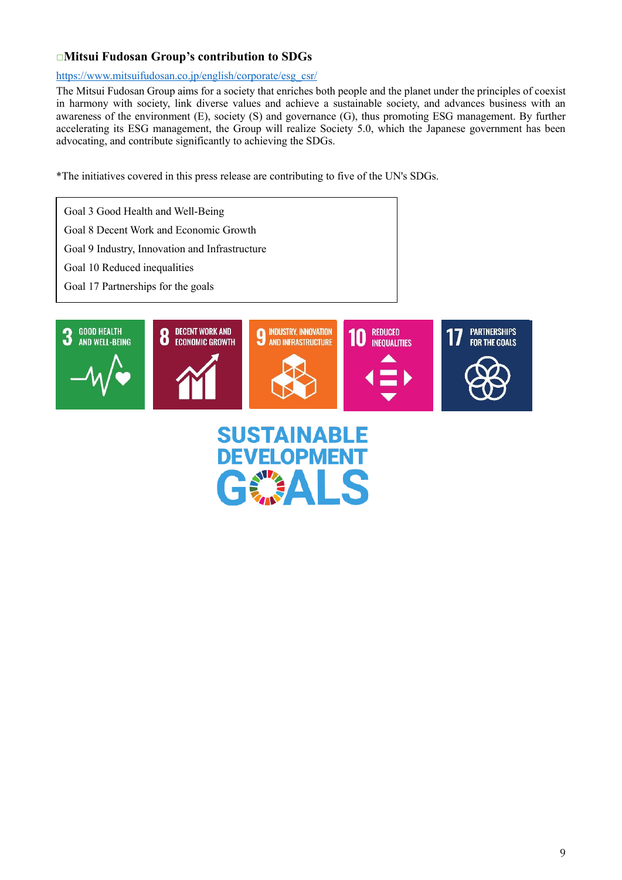## □Mitsui Fudosan Group's contribution to SDGs

https://www.mitsuifudosan.co.jp/english/corporate/esg_csr/

The Mitsui Fudosan Group aims for a society that enriches both people and the planet under the principles of coexist in harmony with society, link diverse values and achieve a sustainable society, and advances business with an awareness of the environment (E), society (S) and governance (G), thus promoting ESG management. By further accelerating its ESG management, the Group will realize Society 5.0, which the Japanese government has been advocating, and contribute significantly to achieving the SDGs.

*The initiatives covered in this press release are contributing to five of the UN's SDGs.

| |
|---|
| Goal 3 Good Health and Well-Being |
| Goal 8 Decent Work and Economic Growth |
| Goal 9 Industry, Innovation and Infrastructure |
| Goal 10 Reduced inequalities |
| Goal 17 Partnerships for the goals |

3 GOOD HEALTH AND WELL-BEING

8 DECENT WORK AND ECONOMIC GROWTH

9 INDUSTRY, INNOVATION AND INFRASTRUCTURE

10 REDUCED INEQUALITIES

17 PARTNERSHIPS FOR THE GOALS

SUSTAINABLE DEVELOPMENT GOALS